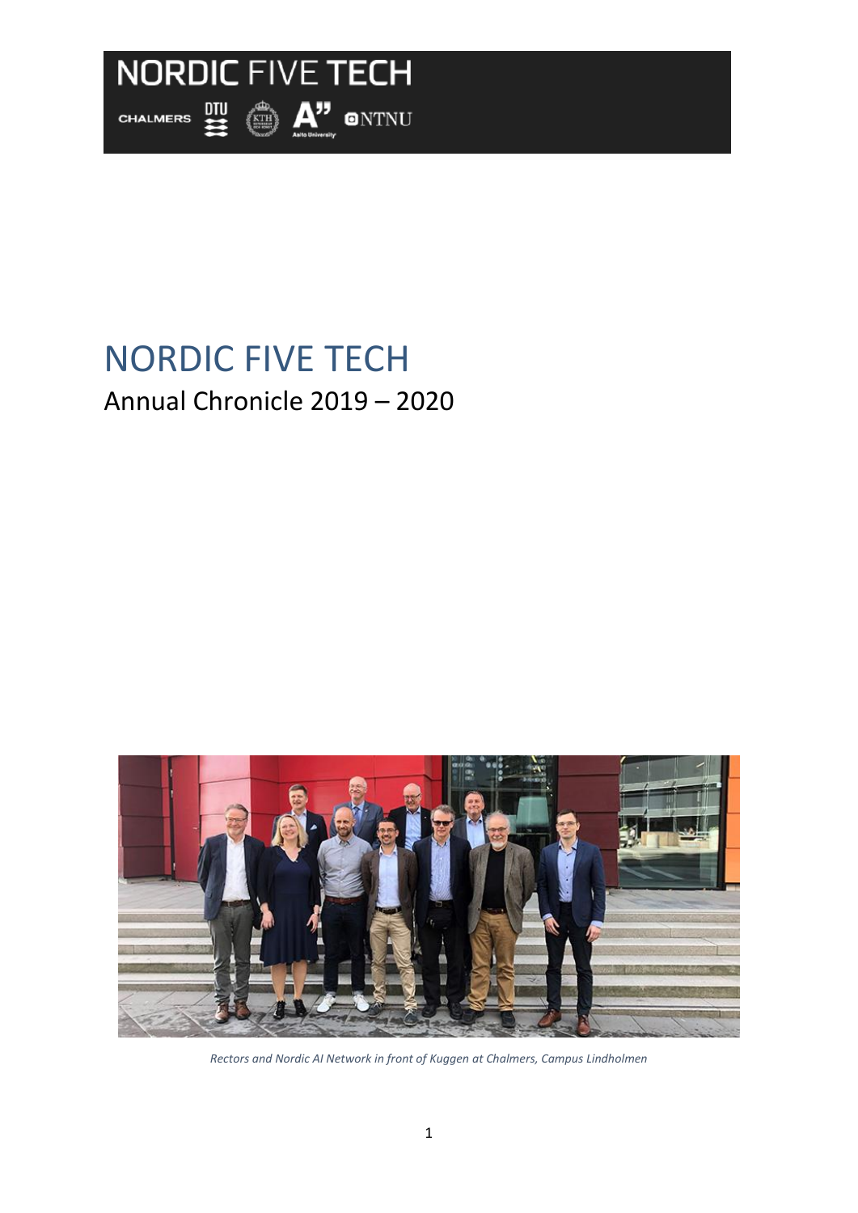NORDIC FIVE TECH

CHALMERS DTU KTH Aalto University NTNU

# NORDIC FIVE TECH

## Annual Chronicle 2019 – 2020

*Rectors and Nordic AI Network in front of Kuggen at Chalmers, Campus Lindholmen*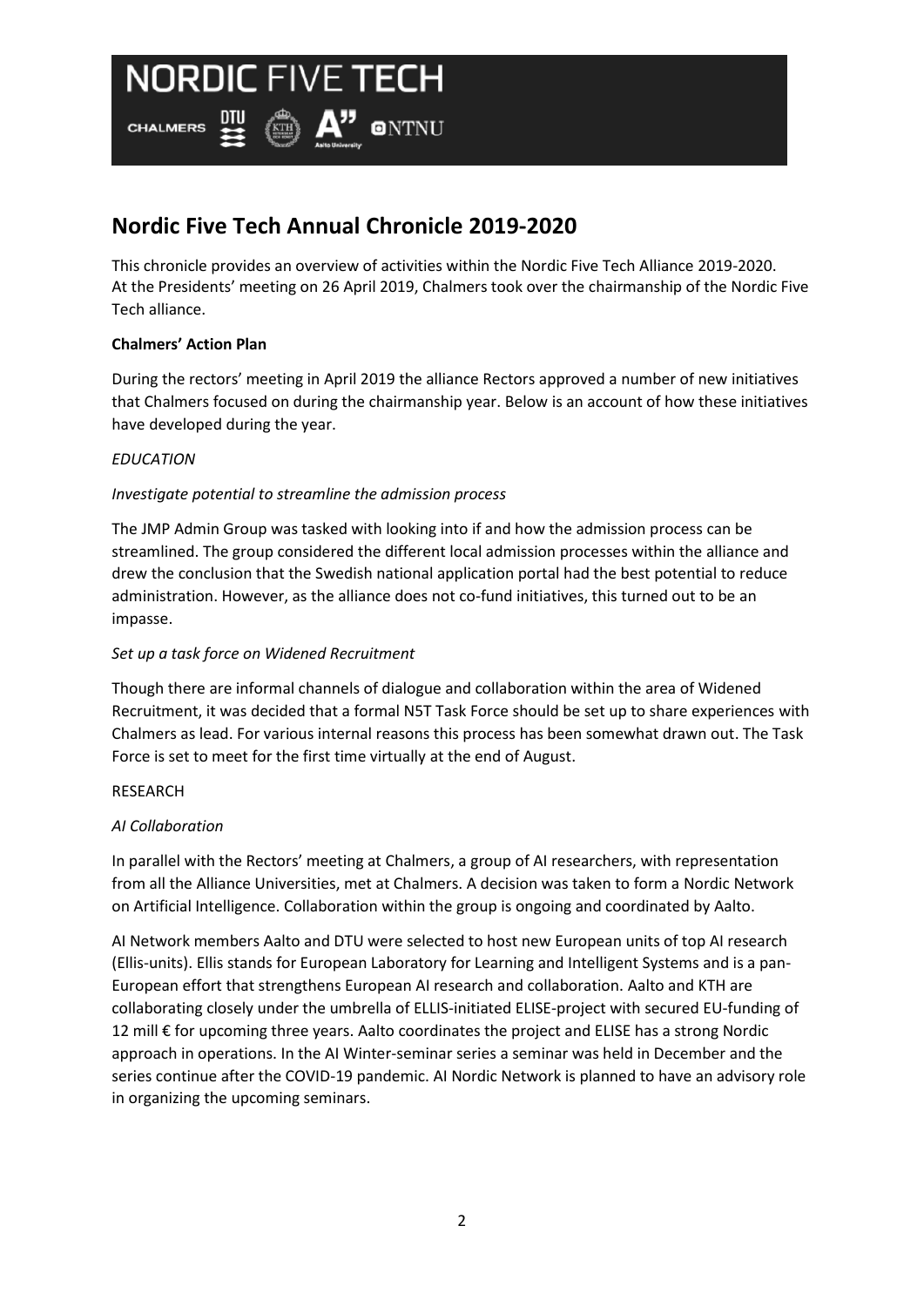# Nordic Five Tech Annual Chronicle 2019-2020

This chronicle provides an overview of activities within the Nordic Five Tech Alliance 2019-2020. At the Presidents' meeting on 26 April 2019, Chalmers took over the chairmanship of the Nordic Five Tech alliance.

**Chalmers' Action Plan**

During the rectors' meeting in April 2019 the alliance Rectors approved a number of new initiatives that Chalmers focused on during the chairmanship year. Below is an account of how these initiatives have developed during the year.

*EDUCATION*

*Investigate potential to streamline the admission process*

The JMP Admin Group was tasked with looking into if and how the admission process can be streamlined. The group considered the different local admission processes within the alliance and drew the conclusion that the Swedish national application portal had the best potential to reduce administration. However, as the alliance does not co-fund initiatives, this turned out to be an impasse.

*Set up a task force on Widened Recruitment*

Though there are informal channels of dialogue and collaboration within the area of Widened Recruitment, it was decided that a formal N5T Task Force should be set up to share experiences with Chalmers as lead. For various internal reasons this process has been somewhat drawn out. The Task Force is set to meet for the first time virtually at the end of August.

RESEARCH

*AI Collaboration*

In parallel with the Rectors' meeting at Chalmers, a group of AI researchers, with representation from all the Alliance Universities, met at Chalmers. A decision was taken to form a Nordic Network on Artificial Intelligence. Collaboration within the group is ongoing and coordinated by Aalto.

AI Network members Aalto and DTU were selected to host new European units of top AI research (Ellis-units). Ellis stands for European Laboratory for Learning and Intelligent Systems and is a pan-European effort that strengthens European AI research and collaboration. Aalto and KTH are collaborating closely under the umbrella of ELLIS-initiated ELISE-project with secured EU-funding of 12 mill € for upcoming three years. Aalto coordinates the project and ELISE has a strong Nordic approach in operations. In the AI Winter-seminar series a seminar was held in December and the series continue after the COVID-19 pandemic. AI Nordic Network is planned to have an advisory role in organizing the upcoming seminars.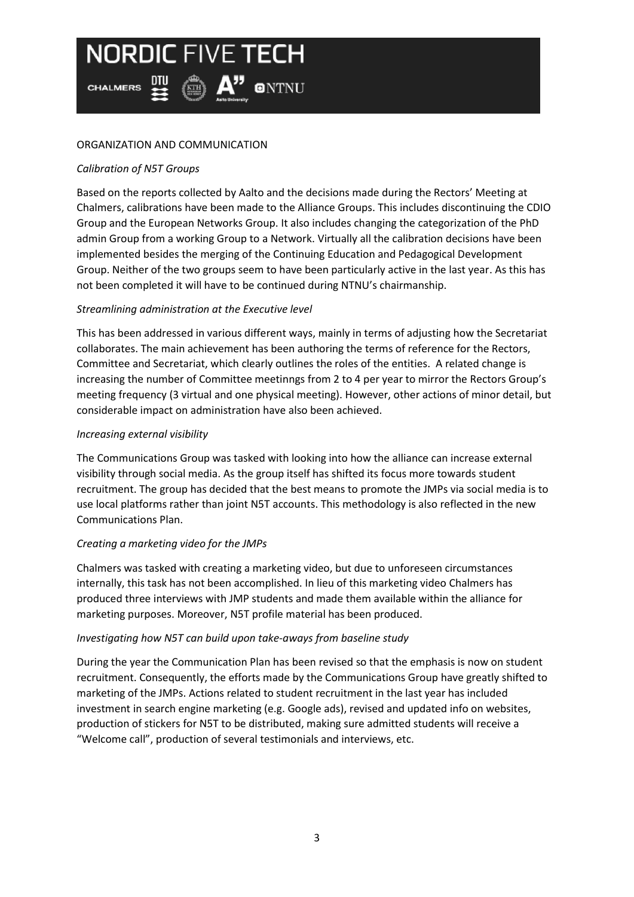## ORGANIZATION AND COMMUNICATION

### *Calibration of N5T Groups*

Based on the reports collected by Aalto and the decisions made during the Rectors' Meeting at Chalmers, calibrations have been made to the Alliance Groups. This includes discontinuing the CDIO Group and the European Networks Group. It also includes changing the categorization of the PhD admin Group from a working Group to a Network. Virtually all the calibration decisions have been implemented besides the merging of the Continuing Education and Pedagogical Development Group. Neither of the two groups seem to have been particularly active in the last year. As this has not been completed it will have to be continued during NTNU's chairmanship.

### *Streamlining administration at the Executive level*

This has been addressed in various different ways, mainly in terms of adjusting how the Secretariat collaborates. The main achievement has been authoring the terms of reference for the Rectors, Committee and Secretariat, which clearly outlines the roles of the entities. A related change is increasing the number of Committee meetinngs from 2 to 4 per year to mirror the Rectors Group's meeting frequency (3 virtual and one physical meeting). However, other actions of minor detail, but considerable impact on administration have also been achieved.

### *Increasing external visibility*

The Communications Group was tasked with looking into how the alliance can increase external visibility through social media. As the group itself has shifted its focus more towards student recruitment. The group has decided that the best means to promote the JMPs via social media is to use local platforms rather than joint N5T accounts. This methodology is also reflected in the new Communications Plan.

### *Creating a marketing video for the JMPs*

Chalmers was tasked with creating a marketing video, but due to unforeseen circumstances internally, this task has not been accomplished. In lieu of this marketing video Chalmers has produced three interviews with JMP students and made them available within the alliance for marketing purposes. Moreover, N5T profile material has been produced.

### *Investigating how N5T can build upon take-aways from baseline study*

During the year the Communication Plan has been revised so that the emphasis is now on student recruitment. Consequently, the efforts made by the Communications Group have greatly shifted to marketing of the JMPs. Actions related to student recruitment in the last year has included investment in search engine marketing (e.g. Google ads), revised and updated info on websites, production of stickers for N5T to be distributed, making sure admitted students will receive a "Welcome call", production of several testimonials and interviews, etc.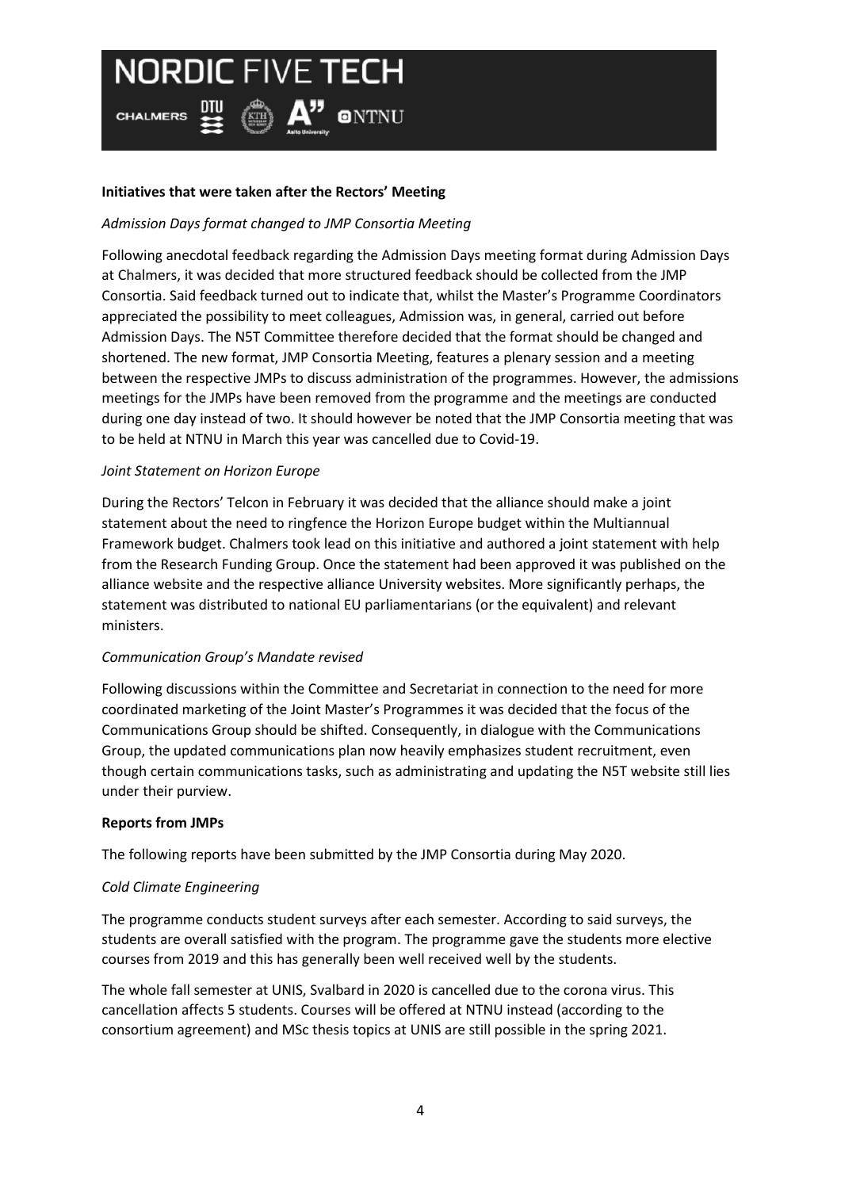**Initiatives that were taken after the Rectors' Meeting**

*Admission Days format changed to JMP Consortia Meeting*

Following anecdotal feedback regarding the Admission Days meeting format during Admission Days at Chalmers, it was decided that more structured feedback should be collected from the JMP Consortia. Said feedback turned out to indicate that, whilst the Master's Programme Coordinators appreciated the possibility to meet colleagues, Admission was, in general, carried out before Admission Days. The N5T Committee therefore decided that the format should be changed and shortened. The new format, JMP Consortia Meeting, features a plenary session and a meeting between the respective JMPs to discuss administration of the programmes. However, the admissions meetings for the JMPs have been removed from the programme and the meetings are conducted during one day instead of two. It should however be noted that the JMP Consortia meeting that was to be held at NTNU in March this year was cancelled due to Covid-19.

*Joint Statement on Horizon Europe*

During the Rectors' Telcon in February it was decided that the alliance should make a joint statement about the need to ringfence the Horizon Europe budget within the Multiannual Framework budget. Chalmers took lead on this initiative and authored a joint statement with help from the Research Funding Group. Once the statement had been approved it was published on the alliance website and the respective alliance University websites. More significantly perhaps, the statement was distributed to national EU parliamentarians (or the equivalent) and relevant ministers.

*Communication Group's Mandate revised*

Following discussions within the Committee and Secretariat in connection to the need for more coordinated marketing of the Joint Master's Programmes it was decided that the focus of the Communications Group should be shifted. Consequently, in dialogue with the Communications Group, the updated communications plan now heavily emphasizes student recruitment, even though certain communications tasks, such as administrating and updating the N5T website still lies under their purview.

**Reports from JMPs**

The following reports have been submitted by the JMP Consortia during May 2020.

*Cold Climate Engineering*

The programme conducts student surveys after each semester. According to said surveys, the students are overall satisfied with the program. The programme gave the students more elective courses from 2019 and this has generally been well received well by the students.

The whole fall semester at UNIS, Svalbard in 2020 is cancelled due to the corona virus. This cancellation affects 5 students. Courses will be offered at NTNU instead (according to the consortium agreement) and MSc thesis topics at UNIS are still possible in the spring 2021.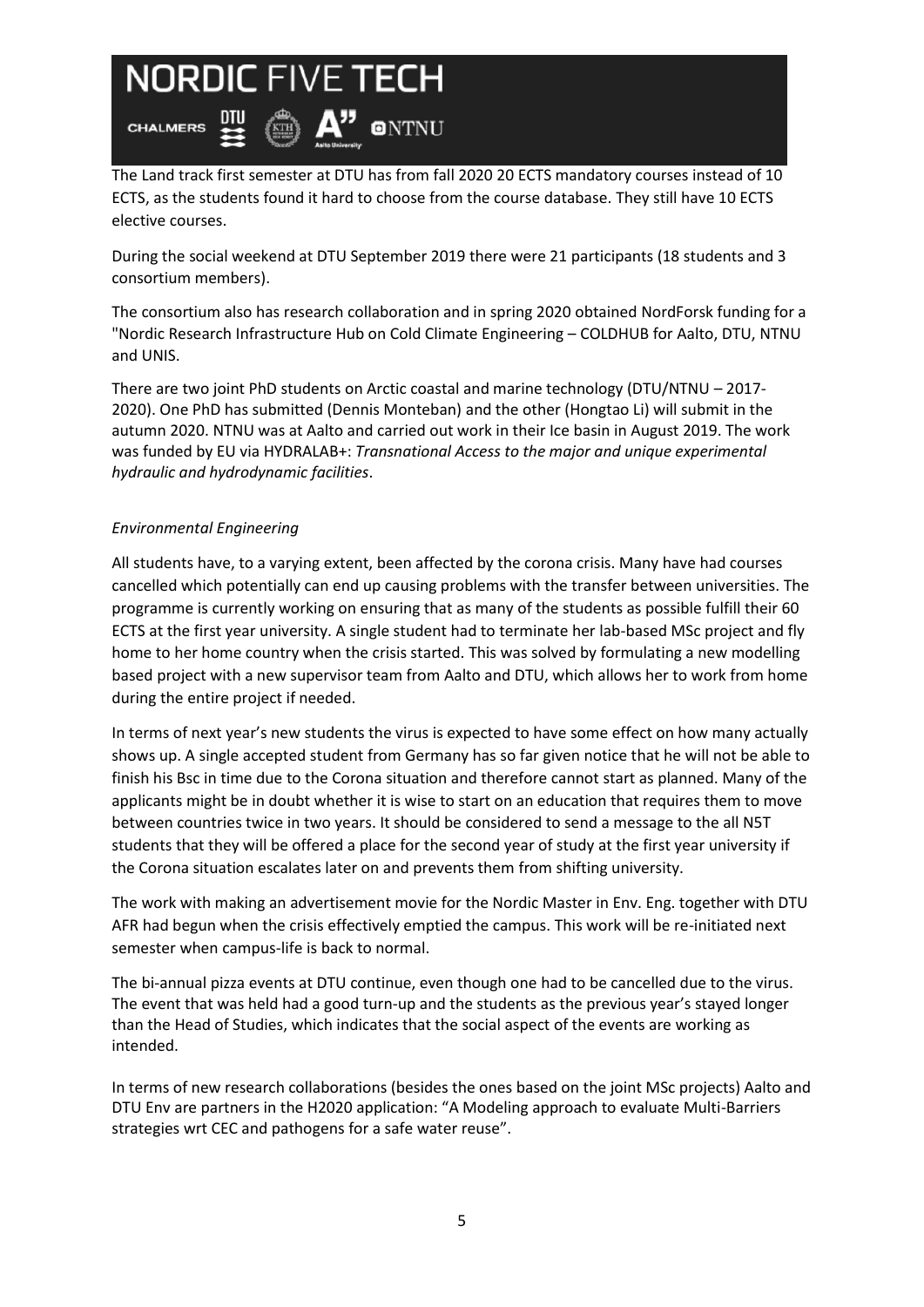The Land track first semester at DTU has from fall 2020 20 ECTS mandatory courses instead of 10 ECTS, as the students found it hard to choose from the course database. They still have 10 ECTS elective courses.

During the social weekend at DTU September 2019 there were 21 participants (18 students and 3 consortium members).

The consortium also has research collaboration and in spring 2020 obtained NordForsk funding for a "Nordic Research Infrastructure Hub on Cold Climate Engineering – COLDHUB for Aalto, DTU, NTNU and UNIS.

There are two joint PhD students on Arctic coastal and marine technology (DTU/NTNU – 2017-2020). One PhD has submitted (Dennis Monteban) and the other (Hongtao Li) will submit in the autumn 2020. NTNU was at Aalto and carried out work in their Ice basin in August 2019. The work was funded by EU via HYDRALAB+: *Transnational Access to the major and unique experimental hydraulic and hydrodynamic facilities*.

*Environmental Engineering*

All students have, to a varying extent, been affected by the corona crisis. Many have had courses cancelled which potentially can end up causing problems with the transfer between universities. The programme is currently working on ensuring that as many of the students as possible fulfill their 60 ECTS at the first year university. A single student had to terminate her lab-based MSc project and fly home to her home country when the crisis started. This was solved by formulating a new modelling based project with a new supervisor team from Aalto and DTU, which allows her to work from home during the entire project if needed.

In terms of next year's new students the virus is expected to have some effect on how many actually shows up. A single accepted student from Germany has so far given notice that he will not be able to finish his Bsc in time due to the Corona situation and therefore cannot start as planned. Many of the applicants might be in doubt whether it is wise to start on an education that requires them to move between countries twice in two years. It should be considered to send a message to the all N5T students that they will be offered a place for the second year of study at the first year university if the Corona situation escalates later on and prevents them from shifting university.

The work with making an advertisement movie for the Nordic Master in Env. Eng. together with DTU AFR had begun when the crisis effectively emptied the campus. This work will be re-initiated next semester when campus-life is back to normal.

The bi-annual pizza events at DTU continue, even though one had to be cancelled due to the virus. The event that was held had a good turn-up and the students as the previous year's stayed longer than the Head of Studies, which indicates that the social aspect of the events are working as intended.

In terms of new research collaborations (besides the ones based on the joint MSc projects) Aalto and DTU Env are partners in the H2020 application: "A Modeling approach to evaluate Multi-Barriers strategies wrt CEC and pathogens for a safe water reuse".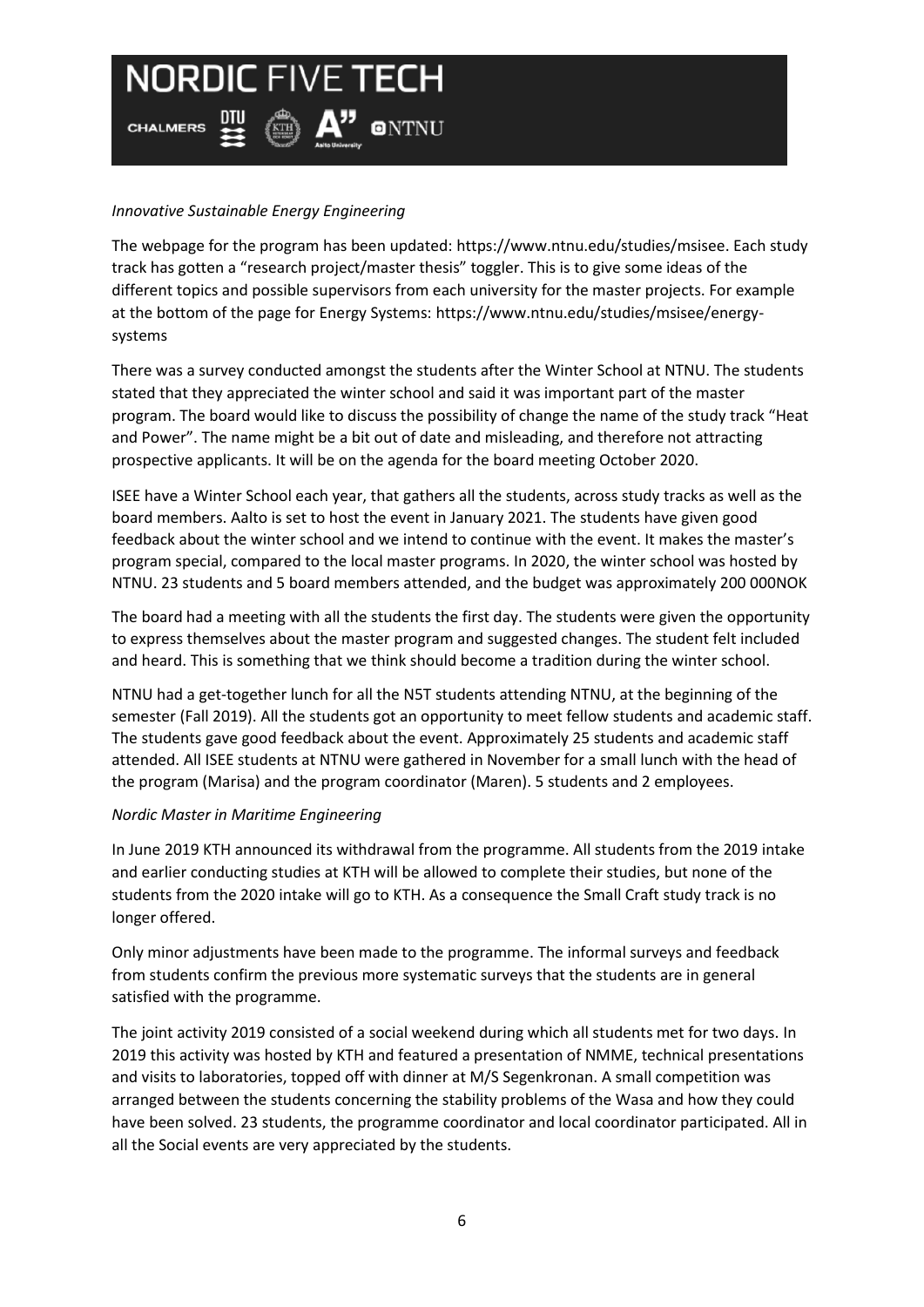*Innovative Sustainable Energy Engineering*

The webpage for the program has been updated: https://www.ntnu.edu/studies/msisee. Each study track has gotten a "research project/master thesis" toggler. This is to give some ideas of the different topics and possible supervisors from each university for the master projects. For example at the bottom of the page for Energy Systems: https://www.ntnu.edu/studies/msisee/energy-systems

There was a survey conducted amongst the students after the Winter School at NTNU. The students stated that they appreciated the winter school and said it was important part of the master program. The board would like to discuss the possibility of change the name of the study track "Heat and Power". The name might be a bit out of date and misleading, and therefore not attracting prospective applicants. It will be on the agenda for the board meeting October 2020.

ISEE have a Winter School each year, that gathers all the students, across study tracks as well as the board members. Aalto is set to host the event in January 2021. The students have given good feedback about the winter school and we intend to continue with the event. It makes the master's program special, compared to the local master programs. In 2020, the winter school was hosted by NTNU. 23 students and 5 board members attended, and the budget was approximately 200 000NOK

The board had a meeting with all the students the first day. The students were given the opportunity to express themselves about the master program and suggested changes. The student felt included and heard. This is something that we think should become a tradition during the winter school.

NTNU had a get-together lunch for all the N5T students attending NTNU, at the beginning of the semester (Fall 2019). All the students got an opportunity to meet fellow students and academic staff. The students gave good feedback about the event. Approximately 25 students and academic staff attended. All ISEE students at NTNU were gathered in November for a small lunch with the head of the program (Marisa) and the program coordinator (Maren). 5 students and 2 employees.

*Nordic Master in Maritime Engineering*

In June 2019 KTH announced its withdrawal from the programme. All students from the 2019 intake and earlier conducting studies at KTH will be allowed to complete their studies, but none of the students from the 2020 intake will go to KTH. As a consequence the Small Craft study track is no longer offered.

Only minor adjustments have been made to the programme. The informal surveys and feedback from students confirm the previous more systematic surveys that the students are in general satisfied with the programme.

The joint activity 2019 consisted of a social weekend during which all students met for two days. In 2019 this activity was hosted by KTH and featured a presentation of NMME, technical presentations and visits to laboratories, topped off with dinner at M/S Segenkronan. A small competition was arranged between the students concerning the stability problems of the Wasa and how they could have been solved. 23 students, the programme coordinator and local coordinator participated. All in all the Social events are very appreciated by the students.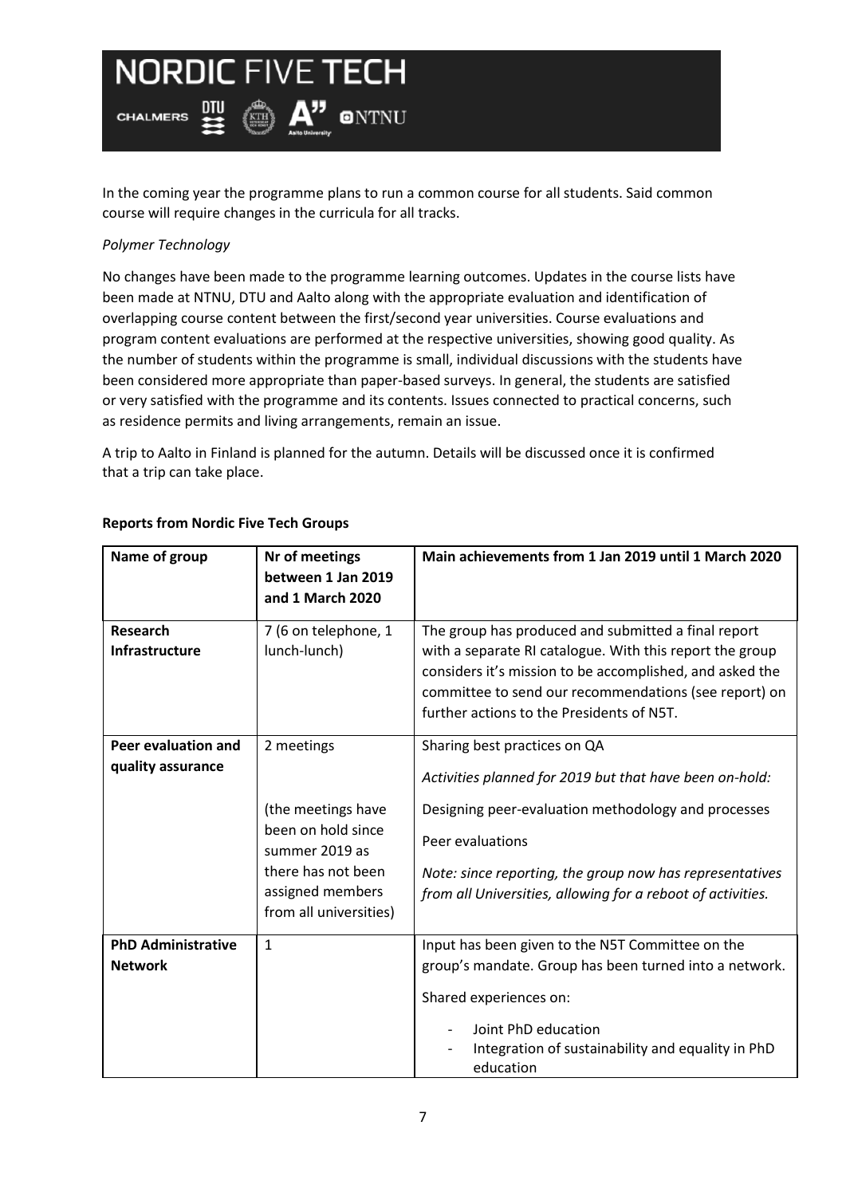In the coming year the programme plans to run a common course for all students. Said common course will require changes in the curricula for all tracks.

*Polymer Technology*

No changes have been made to the programme learning outcomes. Updates in the course lists have been made at NTNU, DTU and Aalto along with the appropriate evaluation and identification of overlapping course content between the first/second year universities. Course evaluations and program content evaluations are performed at the respective universities, showing good quality. As the number of students within the programme is small, individual discussions with the students have been considered more appropriate than paper-based surveys. In general, the students are satisfied or very satisfied with the programme and its contents. Issues connected to practical concerns, such as residence permits and living arrangements, remain an issue.

A trip to Aalto in Finland is planned for the autumn. Details will be discussed once it is confirmed that a trip can take place.

**Reports from Nordic Five Tech Groups**

| Name of group | Nr of meetings between 1 Jan 2019 and 1 March 2020 | Main achievements from 1 Jan 2019 until 1 March 2020 |
|---|---|---|
| **Research Infrastructure** | 7 (6 on telephone, 1 lunch-lunch) | The group has produced and submitted a final report with a separate RI catalogue. With this report the group considers it's mission to be accomplished, and asked the committee to send our recommendations (see report) on further actions to the Presidents of N5T. |
| **Peer evaluation and quality assurance** | 2 meetings<br><br>(the meetings have been on hold since summer 2019 as there has not been assigned members from all universities) | Sharing best practices on QA<br><br>*Activities planned for 2019 but that have been on-hold:*<br><br>Designing peer-evaluation methodology and processes<br><br>Peer evaluations<br><br>*Note: since reporting, the group now has representatives from all Universities, allowing for a reboot of activities.* |
| **PhD Administrative Network** | 1 | Input has been given to the N5T Committee on the group's mandate. Group has been turned into a network.<br><br>Shared experiences on:<br><br>- Joint PhD education<br>- Integration of sustainability and equality in PhD education |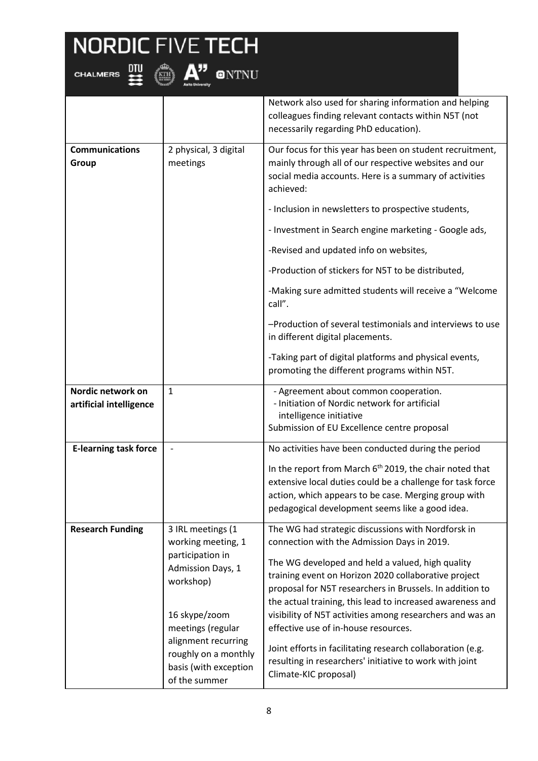| | | |
|---|---|---|
| | | Network also used for sharing information and helping colleagues finding relevant contacts within N5T (not necessarily regarding PhD education). |
| **Communications Group** | 2 physical, 3 digital meetings | Our focus for this year has been on student recruitment, mainly through all of our respective websites and our social media accounts. Here is a summary of activities achieved:<br><br>- Inclusion in newsletters to prospective students,<br><br>- Investment in Search engine marketing - Google ads,<br><br>-Revised and updated info on websites,<br><br>-Production of stickers for N5T to be distributed,<br><br>-Making sure admitted students will receive a "Welcome call".<br><br>–Production of several testimonials and interviews to use in different digital placements.<br><br>-Taking part of digital platforms and physical events, promoting the different programs within N5T. |
| **Nordic network on artificial intelligence** | 1 | - Agreement about common cooperation.<br>- Initiation of Nordic network for artificial intelligence initiative<br>Submission of EU Excellence centre proposal |
| **E-learning task force** | - | No activities have been conducted during the period<br><br>In the report from March 6th 2019, the chair noted that extensive local duties could be a challenge for task force action, which appears to be case. Merging group with pedagogical development seems like a good idea. |
| **Research Funding** | 3 IRL meetings (1 working meeting, 1 participation in Admission Days, 1 workshop)<br><br>16 skype/zoom meetings (regular alignment recurring roughly on a monthly basis (with exception of the summer | The WG had strategic discussions with Nordforsk in connection with the Admission Days in 2019.<br><br>The WG developed and held a valued, high quality training event on Horizon 2020 collaborative project proposal for N5T researchers in Brussels. In addition to the actual training, this lead to increased awareness and visibility of N5T activities among researchers and was an effective use of in-house resources.<br><br>Joint efforts in facilitating research collaboration (e.g. resulting in researchers' initiative to work with joint Climate-KIC proposal) |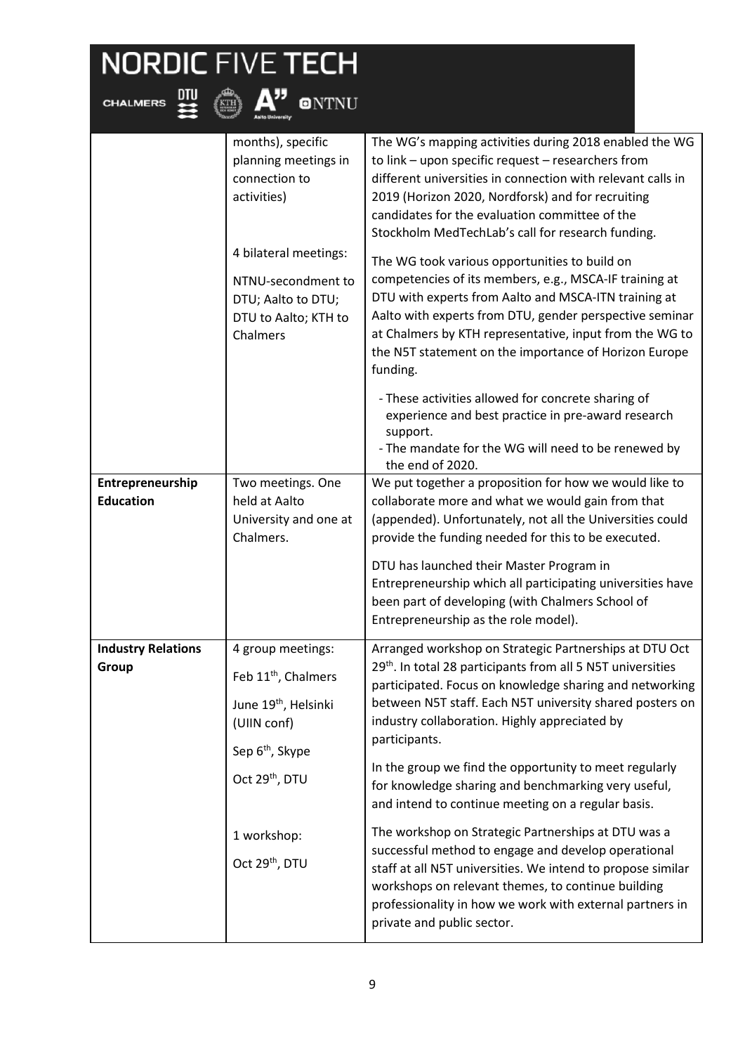| | | |
|---|---|---|
| | months), specific planning meetings in connection to activities)<br><br>4 bilateral meetings:<br><br>NTNU-secondment to DTU; Aalto to DTU; DTU to Aalto; KTH to Chalmers | The WG's mapping activities during 2018 enabled the WG to link – upon specific request – researchers from different universities in connection with relevant calls in 2019 (Horizon 2020, Nordforsk) and for recruiting candidates for the evaluation committee of the Stockholm MedTechLab's call for research funding.<br><br>The WG took various opportunities to build on competencies of its members, e.g., MSCA-IF training at DTU with experts from Aalto and MSCA-ITN training at Aalto with experts from DTU, gender perspective seminar at Chalmers by KTH representative, input from the WG to the N5T statement on the importance of Horizon Europe funding.<br><br>- These activities allowed for concrete sharing of experience and best practice in pre-award research support.<br>- The mandate for the WG will need to be renewed by the end of 2020. |
| **Entrepreneurship Education** | Two meetings. One held at Aalto University and one at Chalmers. | We put together a proposition for how we would like to collaborate more and what we would gain from that (appended). Unfortunately, not all the Universities could provide the funding needed for this to be executed.<br><br>DTU has launched their Master Program in Entrepreneurship which all participating universities have been part of developing (with Chalmers School of Entrepreneurship as the role model). |
| **Industry Relations Group** | 4 group meetings:<br><br>Feb 11th, Chalmers<br><br>June 19th, Helsinki (UIIN conf)<br><br>Sep 6th, Skype<br><br>Oct 29th, DTU<br><br>1 workshop:<br><br>Oct 29th, DTU | Arranged workshop on Strategic Partnerships at DTU Oct 29th. In total 28 participants from all 5 N5T universities participated. Focus on knowledge sharing and networking between N5T staff. Each N5T university shared posters on industry collaboration. Highly appreciated by participants.<br><br>In the group we find the opportunity to meet regularly for knowledge sharing and benchmarking very useful, and intend to continue meeting on a regular basis.<br><br>The workshop on Strategic Partnerships at DTU was a successful method to engage and develop operational staff at all N5T universities. We intend to propose similar workshops on relevant themes, to continue building professionality in how we work with external partners in private and public sector. |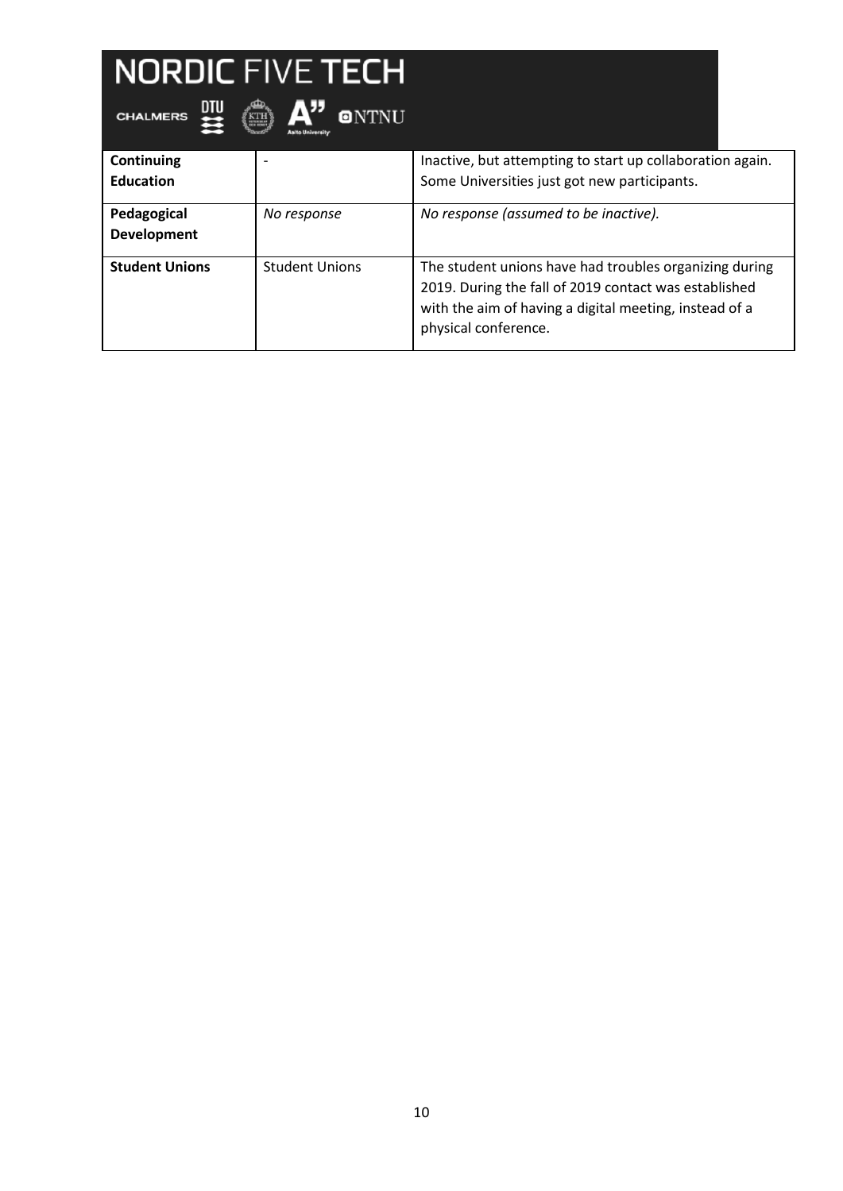| | | |
|---|---|---|
| **Continuing Education** | - | Inactive, but attempting to start up collaboration again. Some Universities just got new participants. |
| **Pedagogical Development** | *No response* | *No response (assumed to be inactive).* |
| **Student Unions** | Student Unions | The student unions have had troubles organizing during 2019. During the fall of 2019 contact was established with the aim of having a digital meeting, instead of a physical conference. |